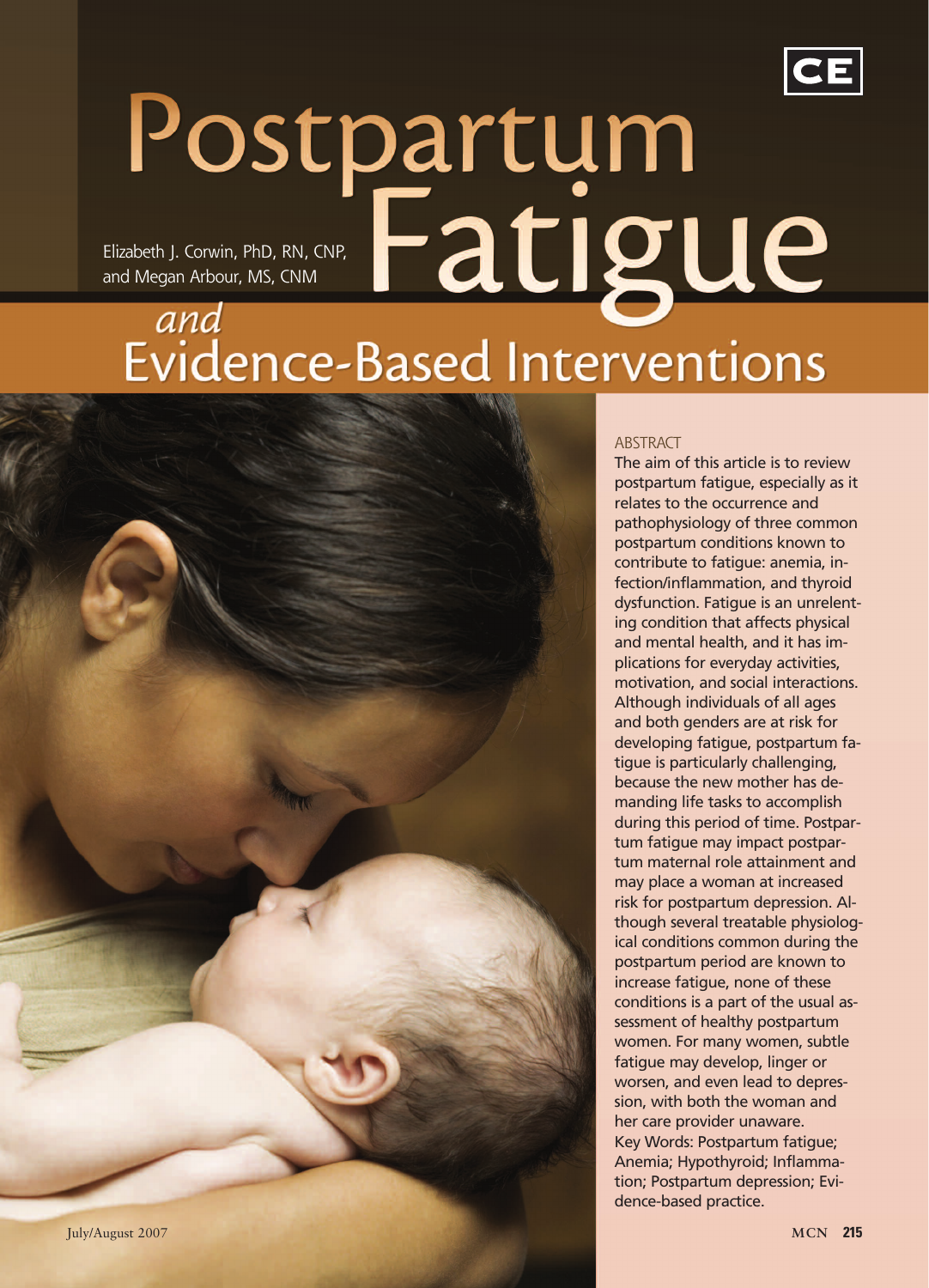# Postpartum Fatigue and Evidence-Based Interventions

Elizabeth J. Corwin, PhD, RN, CNP, and Megan Arbour, MS, CNM

CE

## ABSTRACT

The aim of this article is to review postpartum fatigue, especially as it relates to the occurrence and pathophysiology of three common postpartum conditions known to contribute to fatigue: anemia, infection/inflammation, and thyroid dysfunction. Fatigue is an unrelenting condition that affects physical and mental health, and it has implications for everyday activities, motivation, and social interactions. Although individuals of all ages and both genders are at risk for developing fatigue, postpartum fatigue is particularly challenging, because the new mother has demanding life tasks to accomplish during this period of time. Postpartum fatigue may impact postpartum maternal role attainment and may place a woman at increased risk for postpartum depression. Although several treatable physiological conditions common during the postpartum period are known to increase fatigue, none of these conditions is a part of the usual assessment of healthy postpartum women. For many women, subtle fatigue may develop, linger or worsen, and even lead to depression, with both the woman and her care provider unaware.

Key Words: Postpartum fatigue; Anemia; Hypothyroid; Inflammation; Postpartum depression; Evidence-based practice.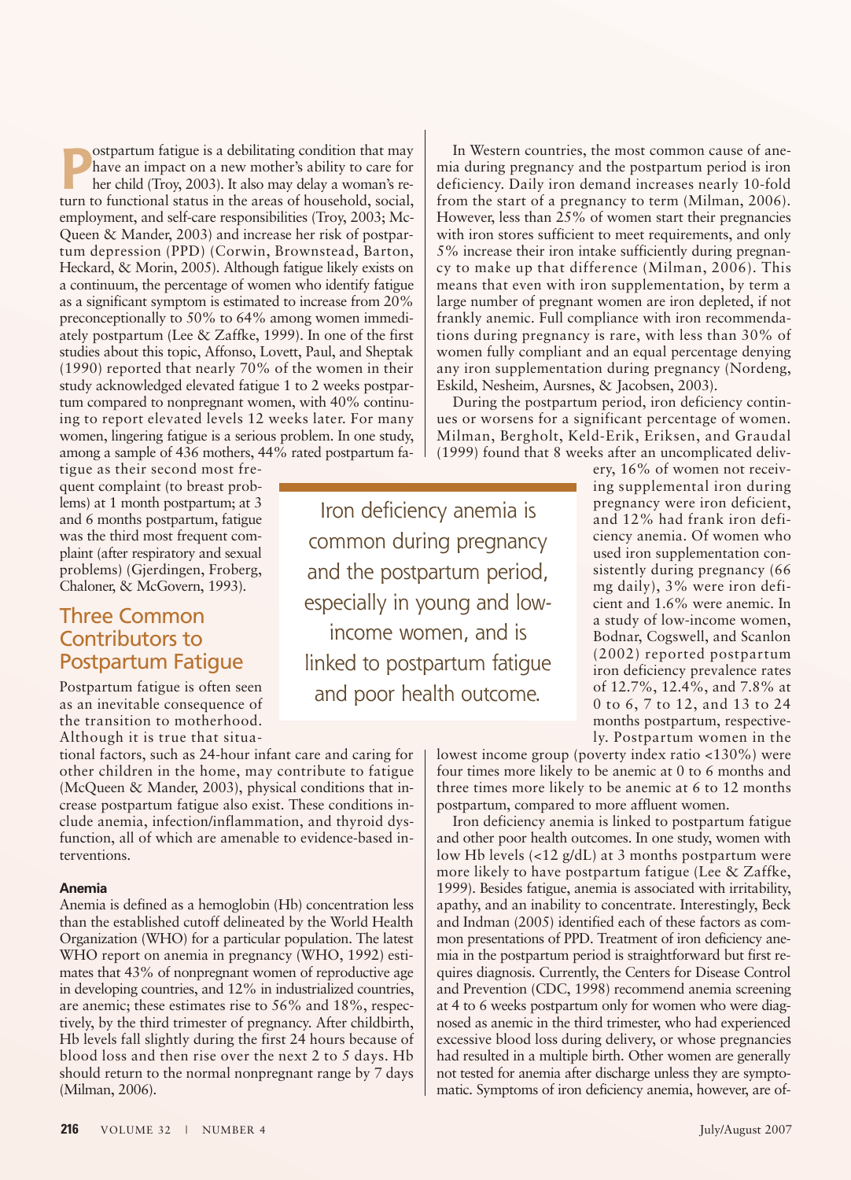Postpartum fatigue is a debilitating condition that may have an impact on a new mother's ability to care for her child (Troy, 2003). It also may delay a woman's return to functional status in the areas of household, social, employment, and self-care responsibilities (Troy, 2003; McQueen & Mander, 2003) and increase her risk of postpartum depression (PPD) (Corwin, Brownstead, Barton, Heckard, & Morin, 2005). Although fatigue likely exists on a continuum, the percentage of women who identify fatigue as a significant symptom is estimated to increase from 20% preconceptionally to 50% to 64% among women immediately postpartum (Lee & Zaffke, 1999). In one of the first studies about this topic, Affonso, Lovett, Paul, and Sheptak (1990) reported that nearly 70% of the women in their study acknowledged elevated fatigue 1 to 2 weeks postpartum compared to nonpregnant women, with 40% continuing to report elevated levels 12 weeks later. For many women, lingering fatigue is a serious problem. In one study, among a sample of 436 mothers, 44% rated postpartum fatigue as their second most frequent complaint (to breast problems) at 1 month postpartum; at 3 and 6 months postpartum, fatigue was the third most frequent complaint (after respiratory and sexual problems) (Gjerdingen, Froberg, Chaloner, & McGovern, 1993).

## Three Common Contributors to Postpartum Fatigue

Postpartum fatigue is often seen as an inevitable consequence of the transition to motherhood. Although it is true that situational factors, such as 24-hour infant care and caring for other children in the home, may contribute to fatigue (McQueen & Mander, 2003), physical conditions that increase postpartum fatigue also exist. These conditions include anemia, infection/inflammation, and thyroid dysfunction, all of which are amenable to evidence-based interventions.

### Anemia

Anemia is defined as a hemoglobin (Hb) concentration less than the established cutoff delineated by the World Health Organization (WHO) for a particular population. The latest WHO report on anemia in pregnancy (WHO, 1992) estimates that 43% of nonpregnant women of reproductive age in developing countries, and 12% in industrialized countries, are anemic; these estimates rise to 56% and 18%, respectively, by the third trimester of pregnancy. After childbirth, Hb levels fall slightly during the first 24 hours because of blood loss and then rise over the next 2 to 5 days. Hb should return to the normal nonpregnant range by 7 days (Milman, 2006).

In Western countries, the most common cause of anemia during pregnancy and the postpartum period is iron deficiency. Daily iron demand increases nearly 10-fold from the start of a pregnancy to term (Milman, 2006). However, less than 25% of women start their pregnancies with iron stores sufficient to meet requirements, and only 5% increase their iron intake sufficiently during pregnancy to make up that difference (Milman, 2006). This means that even with iron supplementation, by term a large number of pregnant women are iron depleted, if not frankly anemic. Full compliance with iron recommendations during pregnancy is rare, with less than 30% of women fully compliant and an equal percentage denying any iron supplementation during pregnancy (Nordeng, Eskild, Nesheim, Aursnes, & Jacobsen, 2003).

During the postpartum period, iron deficiency continues or worsens for a significant percentage of women. Milman, Bergholt, Keld-Erik, Eriksen, and Graudal (1999) found that 8 weeks after an uncomplicated delivery, 16% of women not receiving supplemental iron during pregnancy were iron deficient, and 12% had frank iron deficiency anemia. Of women who used iron supplementation consistently during pregnancy (66 mg daily), 3% were iron deficient and 1.6% were anemic. In a study of low-income women, Bodnar, Cogswell, and Scanlon (2002) reported postpartum iron deficiency prevalence rates of 12.7%, 12.4%, and 7.8% at 0 to 6, 7 to 12, and 13 to 24 months postpartum, respectively. Postpartum women in the lowest income group (poverty index ratio <130%) were four times more likely to be anemic at 0 to 6 months and three times more likely to be anemic at 6 to 12 months postpartum, compared to more affluent women.

> Iron deficiency anemia is common during pregnancy and the postpartum period, especially in young and low-income women, and is linked to postpartum fatigue and poor health outcome.

Iron deficiency anemia is linked to postpartum fatigue and other poor health outcomes. In one study, women with low Hb levels (<12 g/dL) at 3 months postpartum were more likely to have postpartum fatigue (Lee & Zaffke, 1999). Besides fatigue, anemia is associated with irritability, apathy, and an inability to concentrate. Interestingly, Beck and Indman (2005) identified each of these factors as common presentations of PPD. Treatment of iron deficiency anemia in the postpartum period is straightforward but first requires diagnosis. Currently, the Centers for Disease Control and Prevention (CDC, 1998) recommend anemia screening at 4 to 6 weeks postpartum only for women who were diagnosed as anemic in the third trimester, who had experienced excessive blood loss during delivery, or whose pregnancies had resulted in a multiple birth. Other women are generally not tested for anemia after discharge unless they are symptomatic. Symptoms of iron deficiency anemia, however, are of-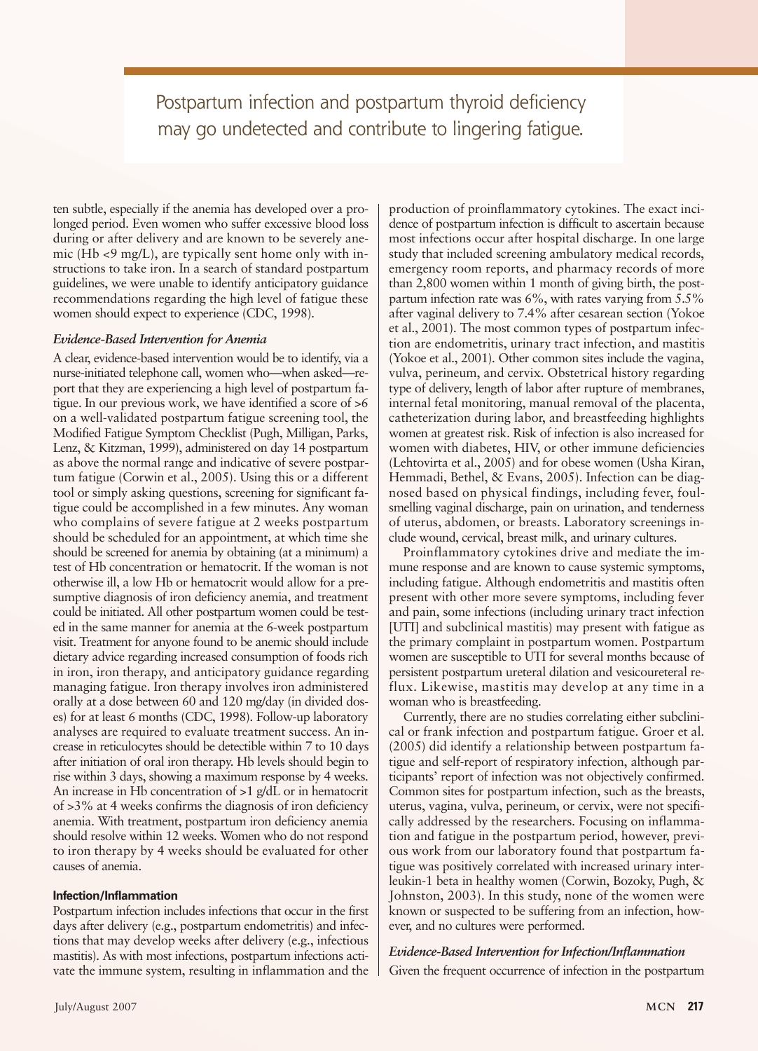Postpartum infection and postpartum thyroid deficiency may go undetected and contribute to lingering fatigue.

ten subtle, especially if the anemia has developed over a prolonged period. Even women who suffer excessive blood loss during or after delivery and are known to be severely anemic (Hb <9 mg/L), are typically sent home only with instructions to take iron. In a search of standard postpartum guidelines, we were unable to identify anticipatory guidance recommendations regarding the high level of fatigue these women should expect to experience (CDC, 1998).

### *Evidence-Based Intervention for Anemia*

A clear, evidence-based intervention would be to identify, via a nurse-initiated telephone call, women who—when asked—report that they are experiencing a high level of postpartum fatigue. In our previous work, we have identified a score of >6 on a well-validated postpartum fatigue screening tool, the Modified Fatigue Symptom Checklist (Pugh, Milligan, Parks, Lenz, & Kitzman, 1999), administered on day 14 postpartum as above the normal range and indicative of severe postpartum fatigue (Corwin et al., 2005). Using this or a different tool or simply asking questions, screening for significant fatigue could be accomplished in a few minutes. Any woman who complains of severe fatigue at 2 weeks postpartum should be scheduled for an appointment, at which time she should be screened for anemia by obtaining (at a minimum) a test of Hb concentration or hematocrit. If the woman is not otherwise ill, a low Hb or hematocrit would allow for a presumptive diagnosis of iron deficiency anemia, and treatment could be initiated. All other postpartum women could be tested in the same manner for anemia at the 6-week postpartum visit. Treatment for anyone found to be anemic should include dietary advice regarding increased consumption of foods rich in iron, iron therapy, and anticipatory guidance regarding managing fatigue. Iron therapy involves iron administered orally at a dose between 60 and 120 mg/day (in divided doses) for at least 6 months (CDC, 1998). Follow-up laboratory analyses are required to evaluate treatment success. An increase in reticulocytes should be detectible within 7 to 10 days after initiation of oral iron therapy. Hb levels should begin to rise within 3 days, showing a maximum response by 4 weeks. An increase in Hb concentration of >1 g/dL or in hematocrit of >3% at 4 weeks confirms the diagnosis of iron deficiency anemia. With treatment, postpartum iron deficiency anemia should resolve within 12 weeks. Women who do not respond to iron therapy by 4 weeks should be evaluated for other causes of anemia.

### Infection/Inflammation

Postpartum infection includes infections that occur in the first days after delivery (e.g., postpartum endometritis) and infections that may develop weeks after delivery (e.g., infectious mastitis). As with most infections, postpartum infections activate the immune system, resulting in inflammation and the production of proinflammatory cytokines. The exact incidence of postpartum infection is difficult to ascertain because most infections occur after hospital discharge. In one large study that included screening ambulatory medical records, emergency room reports, and pharmacy records of more than 2,800 women within 1 month of giving birth, the postpartum infection rate was 6%, with rates varying from 5.5% after vaginal delivery to 7.4% after cesarean section (Yokoe et al., 2001). The most common types of postpartum infection are endometritis, urinary tract infection, and mastitis (Yokoe et al., 2001). Other common sites include the vagina, vulva, perineum, and cervix. Obstetrical history regarding type of delivery, length of labor after rupture of membranes, internal fetal monitoring, manual removal of the placenta, catheterization during labor, and breastfeeding highlights women at greatest risk. Risk of infection is also increased for women with diabetes, HIV, or other immune deficiencies (Lehtovirta et al., 2005) and for obese women (Usha Kiran, Hemmadi, Bethel, & Evans, 2005). Infection can be diagnosed based on physical findings, including fever, foul-smelling vaginal discharge, pain on urination, and tenderness of uterus, abdomen, or breasts. Laboratory screenings include wound, cervical, breast milk, and urinary cultures.

Proinflammatory cytokines drive and mediate the immune response and are known to cause systemic symptoms, including fatigue. Although endometritis and mastitis often present with other more severe symptoms, including fever and pain, some infections (including urinary tract infection [UTI] and subclinical mastitis) may present with fatigue as the primary complaint in postpartum women. Postpartum women are susceptible to UTI for several months because of persistent postpartum ureteral dilation and vesicoureteral reflux. Likewise, mastitis may develop at any time in a woman who is breastfeeding.

Currently, there are no studies correlating either subclinical or frank infection and postpartum fatigue. Groer et al. (2005) did identify a relationship between postpartum fatigue and self-report of respiratory infection, although participants' report of infection was not objectively confirmed. Common sites for postpartum infection, such as the breasts, uterus, vagina, vulva, perineum, or cervix, were not specifically addressed by the researchers. Focusing on inflammation and fatigue in the postpartum period, however, previous work from our laboratory found that postpartum fatigue was positively correlated with increased urinary interleukin-1 beta in healthy women (Corwin, Bozoky, Pugh, & Johnston, 2003). In this study, none of the women were known or suspected to be suffering from an infection, however, and no cultures were performed.

### *Evidence-Based Intervention for Infection/Inflammation*

Given the frequent occurrence of infection in the postpartum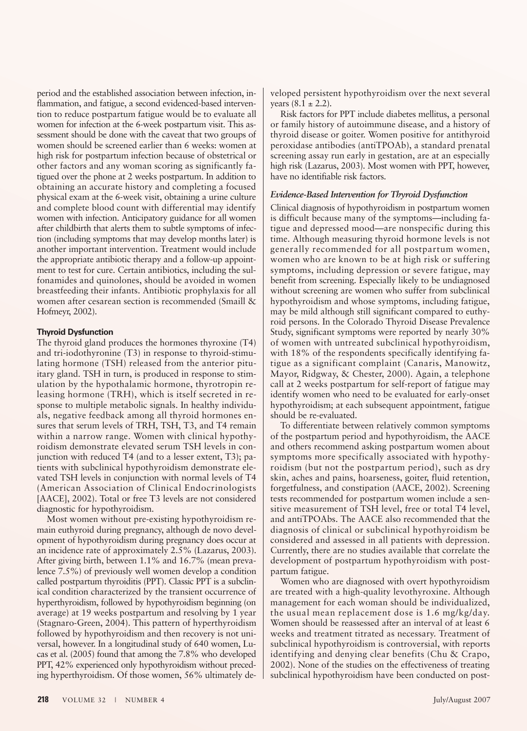period and the established association between infection, inflammation, and fatigue, a second evidenced-based intervention to reduce postpartum fatigue would be to evaluate all women for infection at the 6-week postpartum visit. This assessment should be done with the caveat that two groups of women should be screened earlier than 6 weeks: women at high risk for postpartum infection because of obstetrical or other factors and any woman scoring as significantly fatigued over the phone at 2 weeks postpartum. In addition to obtaining an accurate history and completing a focused physical exam at the 6-week visit, obtaining a urine culture and complete blood count with differential may identify women with infection. Anticipatory guidance for all women after childbirth that alerts them to subtle symptoms of infection (including symptoms that may develop months later) is another important intervention. Treatment would include the appropriate antibiotic therapy and a follow-up appointment to test for cure. Certain antibiotics, including the sulfonamides and quinolones, should be avoided in women breastfeeding their infants. Antibiotic prophylaxis for all women after cesarean section is recommended (Smaill & Hofmeyr, 2002).

### Thyroid Dysfunction

The thyroid gland produces the hormones thyroxine (T4) and tri-iodothyronine (T3) in response to thyroid-stimulating hormone (TSH) released from the anterior pituitary gland. TSH in turn, is produced in response to stimulation by the hypothalamic hormone, thyrotropin releasing hormone (TRH), which is itself secreted in response to multiple metabolic signals. In healthy individuals, negative feedback among all thyroid hormones ensures that serum levels of TRH, TSH, T3, and T4 remain within a narrow range. Women with clinical hypothyroidism demonstrate elevated serum TSH levels in conjunction with reduced T4 (and to a lesser extent, T3); patients with subclinical hypothyroidism demonstrate elevated TSH levels in conjunction with normal levels of T4 (American Association of Clinical Endocrinologists [AACE], 2002). Total or free T3 levels are not considered diagnostic for hypothyroidism.

Most women without pre-existing hypothyroidism remain euthyroid during pregnancy, although de novo development of hypothyroidism during pregnancy does occur at an incidence rate of approximately 2.5% (Lazarus, 2003). After giving birth, between 1.1% and 16.7% (mean prevalence 7.5%) of previously well women develop a condition called postpartum thyroiditis (PPT). Classic PPT is a subclinical condition characterized by the transient occurrence of hyperthyroidism, followed by hypothyroidism beginning (on average) at 19 weeks postpartum and resolving by 1 year (Stagnaro-Green, 2004). This pattern of hyperthyroidism followed by hypothyroidism and then recovery is not universal, however. In a longitudinal study of 640 women, Lucas et al. (2005) found that among the 7.8% who developed PPT, 42% experienced only hypothyroidism without preceding hyperthyroidism. Of those women, 56% ultimately developed persistent hypothyroidism over the next several years ($8.1 \pm 2.2$).

Risk factors for PPT include diabetes mellitus, a personal or family history of autoimmune disease, and a history of thyroid disease or goiter. Women positive for antithyroid peroxidase antibodies (antiTPOAb), a standard prenatal screening assay run early in gestation, are at an especially high risk (Lazarus, 2003). Most women with PPT, however, have no identifiable risk factors.

#### *Evidence-Based Intervention for Thyroid Dysfunction*

Clinical diagnosis of hypothyroidism in postpartum women is difficult because many of the symptoms—including fatigue and depressed mood—are nonspecific during this time. Although measuring thyroid hormone levels is not generally recommended for all postpartum women, women who are known to be at high risk or suffering symptoms, including depression or severe fatigue, may benefit from screening. Especially likely to be undiagnosed without screening are women who suffer from subclinical hypothyroidism and whose symptoms, including fatigue, may be mild although still significant compared to euthyroid persons. In the Colorado Thyroid Disease Prevalence Study, significant symptoms were reported by nearly 30% of women with untreated subclinical hypothyroidism, with 18% of the respondents specifically identifying fatigue as a significant complaint (Canaris, Manowitz, Mayor, Ridgway, & Chester, 2000). Again, a telephone call at 2 weeks postpartum for self-report of fatigue may identify women who need to be evaluated for early-onset hypothyroidism; at each subsequent appointment, fatigue should be re-evaluated.

To differentiate between relatively common symptoms of the postpartum period and hypothyroidism, the AACE and others recommend asking postpartum women about symptoms more specifically associated with hypothyroidism (but not the postpartum period), such as dry skin, aches and pains, hoarseness, goiter, fluid retention, forgetfulness, and constipation (AACE, 2002). Screening tests recommended for postpartum women include a sensitive measurement of TSH level, free or total T4 level, and antiTPOAbs. The AACE also recommended that the diagnosis of clinical or subclinical hypothyroidism be considered and assessed in all patients with depression. Currently, there are no studies available that correlate the development of postpartum hypothyroidism with postpartum fatigue.

Women who are diagnosed with overt hypothyroidism are treated with a high-quality levothyroxine. Although management for each woman should be individualized, the usual mean replacement dose is 1.6 mg/kg/day. Women should be reassessed after an interval of at least 6 weeks and treatment titrated as necessary. Treatment of subclinical hypothyroidism is controversial, with reports identifying and denying clear benefits (Chu & Crapo, 2002). None of the studies on the effectiveness of treating subclinical hypothyroidism have been conducted on post-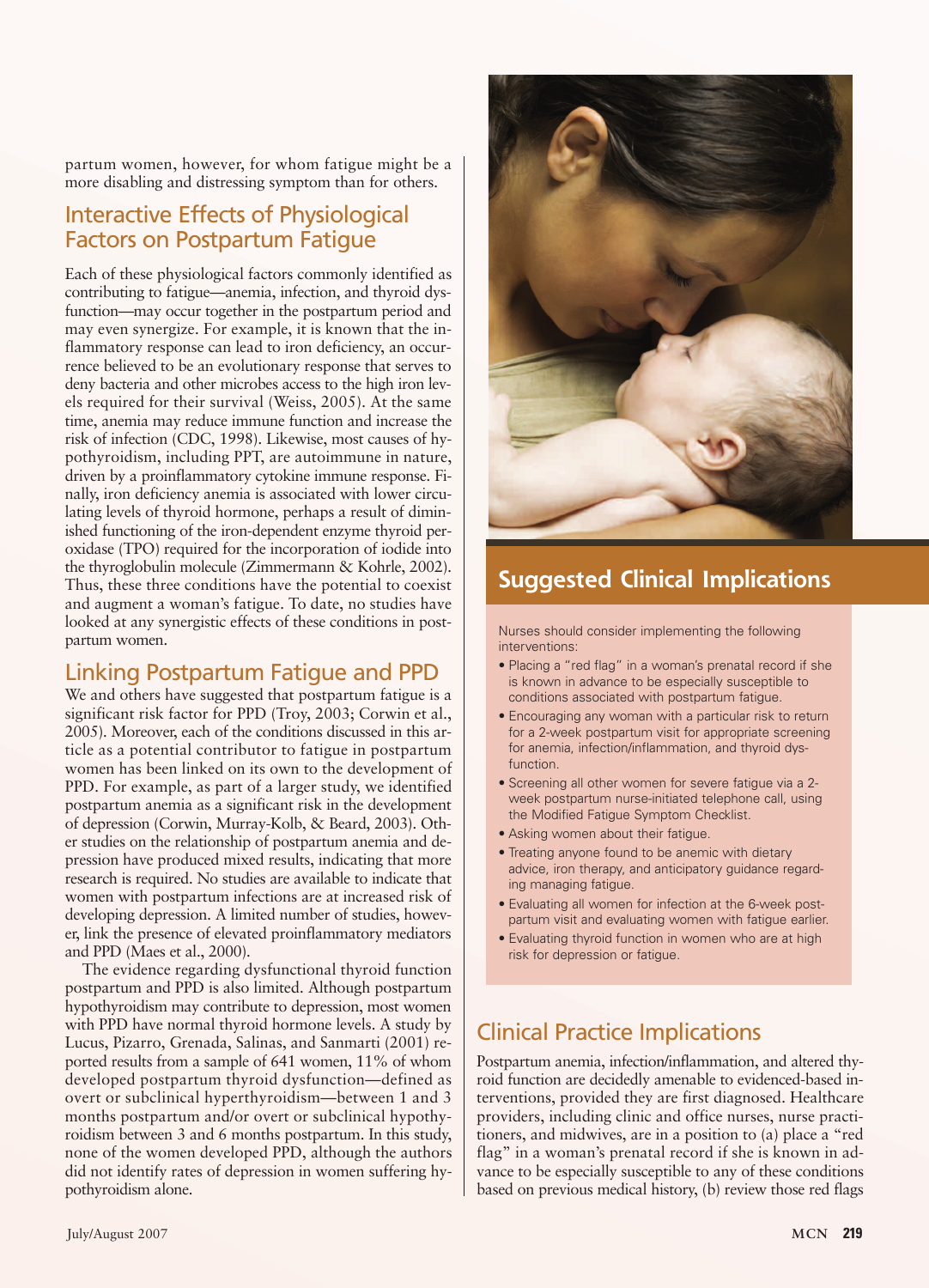partum women, however, for whom fatigue might be a more disabling and distressing symptom than for others.

## Interactive Effects of Physiological Factors on Postpartum Fatigue

Each of these physiological factors commonly identified as contributing to fatigue—anemia, infection, and thyroid dysfunction—may occur together in the postpartum period and may even synergize. For example, it is known that the inflammatory response can lead to iron deficiency, an occurrence believed to be an evolutionary response that serves to deny bacteria and other microbes access to the high iron levels required for their survival (Weiss, 2005). At the same time, anemia may reduce immune function and increase the risk of infection (CDC, 1998). Likewise, most causes of hypothyroidism, including PPT, are autoimmune in nature, driven by a proinflammatory cytokine immune response. Finally, iron deficiency anemia is associated with lower circulating levels of thyroid hormone, perhaps a result of diminished functioning of the iron-dependent enzyme thyroid peroxidase (TPO) required for the incorporation of iodide into the thyroglobulin molecule (Zimmermann & Kohrle, 2002). Thus, these three conditions have the potential to coexist and augment a woman's fatigue. To date, no studies have looked at any synergistic effects of these conditions in postpartum women.

## Linking Postpartum Fatigue and PPD

We and others have suggested that postpartum fatigue is a significant risk factor for PPD (Troy, 2003; Corwin et al., 2005). Moreover, each of the conditions discussed in this article as a potential contributor to fatigue in postpartum women has been linked on its own to the development of PPD. For example, as part of a larger study, we identified postpartum anemia as a significant risk in the development of depression (Corwin, Murray-Kolb, & Beard, 2003). Other studies on the relationship of postpartum anemia and depression have produced mixed results, indicating that more research is required. No studies are available to indicate that women with postpartum infections are at increased risk of developing depression. A limited number of studies, however, link the presence of elevated proinflammatory mediators and PPD (Maes et al., 2000).

The evidence regarding dysfunctional thyroid function postpartum and PPD is also limited. Although postpartum hypothyroidism may contribute to depression, most women with PPD have normal thyroid hormone levels. A study by Lucus, Pizarro, Grenada, Salinas, and Sanmarti (2001) reported results from a sample of 641 women, 11% of whom developed postpartum thyroid dysfunction—defined as overt or subclinical hyperthyroidism—between 1 and 3 months postpartum and/or overt or subclinical hypothyroidism between 3 and 6 months postpartum. In this study, none of the women developed PPD, although the authors did not identify rates of depression in women suffering hypothyroidism alone.

## Suggested Clinical Implications

Nurses should consider implementing the following interventions:

- Placing a "red flag" in a woman's prenatal record if she is known in advance to be especially susceptible to conditions associated with postpartum fatigue.
- Encouraging any woman with a particular risk to return for a 2-week postpartum visit for appropriate screening for anemia, infection/inflammation, and thyroid dysfunction.
- Screening all other women for severe fatigue via a 2-week postpartum nurse-initiated telephone call, using the Modified Fatigue Symptom Checklist.
- Asking women about their fatigue.
- Treating anyone found to be anemic with dietary advice, iron therapy, and anticipatory guidance regarding managing fatigue.
- Evaluating all women for infection at the 6-week postpartum visit and evaluating women with fatigue earlier.
- Evaluating thyroid function in women who are at high risk for depression or fatigue.

## Clinical Practice Implications

Postpartum anemia, infection/inflammation, and altered thyroid function are decidedly amenable to evidenced-based interventions, provided they are first diagnosed. Healthcare providers, including clinic and office nurses, nurse practitioners, and midwives, are in a position to (a) place a "red flag" in a woman's prenatal record if she is known in advance to be especially susceptible to any of these conditions based on previous medical history, (b) review those red flags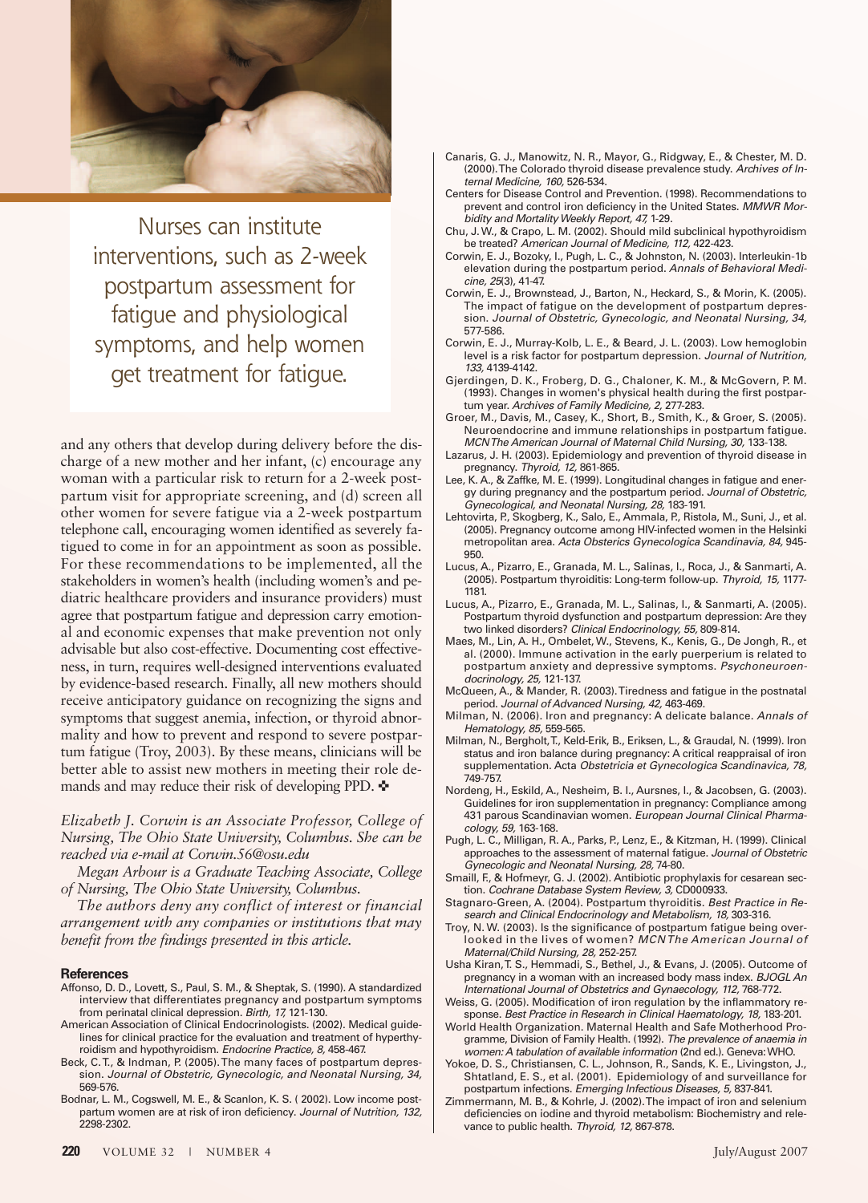Nurses can institute interventions, such as 2-week postpartum assessment for fatigue and physiological symptoms, and help women get treatment for fatigue.

and any others that develop during delivery before the discharge of a new mother and her infant, (c) encourage any woman with a particular risk to return for a 2-week postpartum visit for appropriate screening, and (d) screen all other women for severe fatigue via a 2-week postpartum telephone call, encouraging women identified as severely fatigued to come in for an appointment as soon as possible. For these recommendations to be implemented, all the stakeholders in women's health (including women's and pediatric healthcare providers and insurance providers) must agree that postpartum fatigue and depression carry emotional and economic expenses that make prevention not only advisable but also cost-effective. Documenting cost effectiveness, in turn, requires well-designed interventions evaluated by evidence-based research. Finally, all new mothers should receive anticipatory guidance on recognizing the signs and symptoms that suggest anemia, infection, or thyroid abnormality and how to prevent and respond to severe postpartum fatigue (Troy, 2003). By these means, clinicians will be better able to assist new mothers in meeting their role demands and may reduce their risk of developing PPD. ✣

*Elizabeth J. Corwin is an Associate Professor, College of Nursing, The Ohio State University, Columbus. She can be reached via e-mail at Corwin.56@osu.edu*

*Megan Arbour is a Graduate Teaching Associate, College of Nursing, The Ohio State University, Columbus.*

*The authors deny any conflict of interest or financial arrangement with any companies or institutions that may benefit from the findings presented in this article.*

## References

Affonso, D. D., Lovett, S., Paul, S. M., & Sheptak, S. (1990). A standardized interview that differentiates pregnancy and postpartum symptoms from perinatal clinical depression. *Birth, 17,* 121-130.

American Association of Clinical Endocrinologists. (2002). Medical guidelines for clinical practice for the evaluation and treatment of hyperthyroidism and hypothyroidism. *Endocrine Practice, 8,* 458-467.

Beck, C. T., & Indman, P. (2005). The many faces of postpartum depression. *Journal of Obstetric, Gynecologic, and Neonatal Nursing, 34,* 569-576.

Bodnar, L. M., Cogswell, M. E., & Scanlon, K. S. ( 2002). Low income postpartum women are at risk of iron deficiency. *Journal of Nutrition, 132,* 2298-2302.

Canaris, G. J., Manowitz, N. R., Mayor, G., Ridgway, E., & Chester, M. D. (2000). The Colorado thyroid disease prevalence study. *Archives of Internal Medicine, 160,* 526-534.

Centers for Disease Control and Prevention. (1998). Recommendations to prevent and control iron deficiency in the United States. *MMWR Morbidity and Mortality Weekly Report, 47,* 1-29.

Chu, J. W., & Crapo, L. M. (2002). Should mild subclinical hypothyroidism be treated? *American Journal of Medicine, 112,* 422-423.

Corwin, E. J., Bozoky, I., Pugh, L. C., & Johnston, N. (2003). Interleukin-1b elevation during the postpartum period. *Annals of Behavioral Medicine, 25*(3), 41-47.

Corwin, E. J., Brownstead, J., Barton, N., Heckard, S., & Morin, K. (2005). The impact of fatigue on the development of postpartum depression. *Journal of Obstetric, Gynecologic, and Neonatal Nursing, 34,* 577-586.

Corwin, E. J., Murray-Kolb, L. E., & Beard, J. L. (2003). Low hemoglobin level is a risk factor for postpartum depression. *Journal of Nutrition, 133,* 4139-4142.

Gjerdingen, D. K., Froberg, D. G., Chaloner, K. M., & McGovern, P. M. (1993). Changes in women's physical health during the first postpartum year. *Archives of Family Medicine, 2,* 277-283.

Groer, M., Davis, M., Casey, K., Short, B., Smith, K., & Groer, S. (2005). Neuroendocrine and immune relationships in postpartum fatigue. *MCN The American Journal of Maternal Child Nursing, 30,* 133-138.

Lazarus, J. H. (2003). Epidemiology and prevention of thyroid disease in pregnancy. *Thyroid, 12,* 861-865.

Lee, K. A., & Zaffke, M. E. (1999). Longitudinal changes in fatigue and energy during pregnancy and the postpartum period. *Journal of Obstetric, Gynecological, and Neonatal Nursing, 28,* 183-191.

Lehtovirta, P., Skogberg, K., Salo, E., Ammala, P., Ristola, M., Suni, J., et al. (2005). Pregnancy outcome among HIV-infected women in the Helsinki metropolitan area. *Acta Obsterics Gynecologica Scandinavia, 84,* 945-950.

Lucus, A., Pizarro, E., Granada, M. L., Salinas, I., Roca, J., & Sanmarti, A. (2005). Postpartum thyroiditis: Long-term follow-up. *Thyroid, 15,* 1177-1181.

Lucus, A., Pizarro, E., Granada, M. L., Salinas, I., & Sanmarti, A. (2005). Postpartum thyroid dysfunction and postpartum depression: Are they two linked disorders? *Clinical Endocrinology, 55,* 809-814.

Maes, M., Lin, A. H., Ombelet, W., Stevens, K., Kenis, G., De Jongh, R., et al. (2000). Immune activation in the early puerperium is related to postpartum anxiety and depressive symptoms. *Psychoneuroendocrinology, 25,* 121-137.

McQueen, A., & Mander, R. (2003). Tiredness and fatigue in the postnatal period. *Journal of Advanced Nursing, 42,* 463-469.

Milman, N. (2006). Iron and pregnancy: A delicate balance. *Annals of Hematology, 85,* 559-565.

Milman, N., Bergholt, T., Keld-Erik, B., Eriksen, L., & Graudal, N. (1999). Iron status and iron balance during pregnancy: A critical reappraisal of iron supplementation. Acta *Obstetricia et Gynecologica Scandinavica, 78,* 749-757.

Nordeng, H., Eskild, A., Nesheim, B. I., Aursnes, I., & Jacobsen, G. (2003). Guidelines for iron supplementation in pregnancy: Compliance among 431 parous Scandinavian women. *European Journal Clinical Pharmacology, 59,* 163-168.

Pugh, L. C., Milligan, R. A., Parks, P., Lenz, E., & Kitzman, H. (1999). Clinical approaches to the assessment of maternal fatigue. *Journal of Obstetric Gynecologic and Neonatal Nursing, 28,* 74-80.

Smaill, F., & Hofmeyr, G. J. (2002). Antibiotic prophylaxis for cesarean section. *Cochrane Database System Review, 3,* CD000933.

Stagnaro-Green, A. (2004). Postpartum thyroiditis. *Best Practice in Research and Clinical Endocrinology and Metabolism, 18,* 303-316.

Troy, N. W. (2003). Is the significance of postpartum fatigue being overlooked in the lives of women? *MCN The American Journal of Maternal/Child Nursing, 28,* 252-257.

Usha Kiran, T. S., Hemmadi, S., Bethel, J., & Evans, J. (2005). Outcome of pregnancy in a woman with an increased body mass index. *BJOGL An International Journal of Obstetrics and Gynaecology, 112,* 768-772.

Weiss, G. (2005). Modification of iron regulation by the inflammatory response. *Best Practice in Research in Clinical Haematology, 18,* 183-201.

World Health Organization. Maternal Health and Safe Motherhood Programme, Division of Family Health. (1992). *The prevalence of anaemia in women: A tabulation of available information* (2nd ed.). Geneva: WHO.

Yokoe, D. S., Christiansen, C. L., Johnson, R., Sands, K. E., Livingston, J., Shtatland, E. S., et al. (2001). Epidemiology of and surveillance for postpartum infections. *Emerging Infectious Diseases, 5,* 837-841.

Zimmermann, M. B., & Kohrle, J. (2002). The impact of iron and selenium deficiencies on iodine and thyroid metabolism: Biochemistry and relevance to public health. *Thyroid, 12,* 867-878.